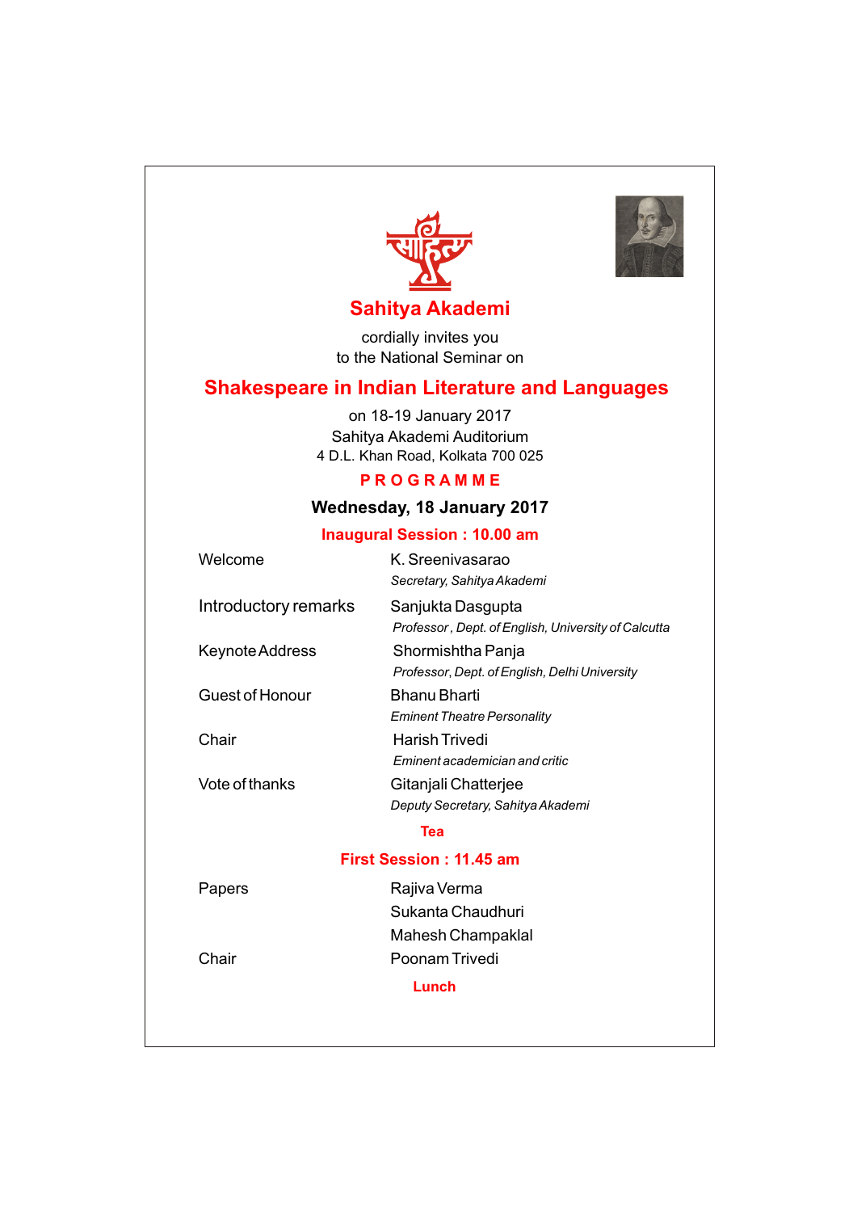# Sahitya Akademi

cordially invites you
to the National Seminar on

## Shakespeare in Indian Literature and Languages

on 18-19 January 2017
Sahitya Akademi Auditorium
4 D.L. Khan Road, Kolkata 700 025

### PROGRAMME

### Wednesday, 18 January 2017

**Inaugural Session : 10.00 am**

| | |
|---|---|
| Welcome | K. Sreenivasarao<br>*Secretary, Sahitya Akademi* |
| Introductory remarks | Sanjukta Dasgupta<br>*Professor , Dept. of English, University of Calcutta* |
| Keynote Address | Shormishtha Panja<br>*Professor, Dept. of English, Delhi University* |
| Guest of Honour | Bhanu Bharti<br>*Eminent Theatre Personality* |
| Chair | Harish Trivedi<br>*Eminent academician and critic* |
| Vote of thanks | Gitanjali Chatterjee<br>*Deputy Secretary, Sahitya Akademi* |

**Tea**

**First Session : 11.45 am**

| | |
|---|---|
| Papers | Rajiva Verma<br>Sukanta Chaudhuri<br>Mahesh Champaklal |
| Chair | Poonam Trivedi |

**Lunch**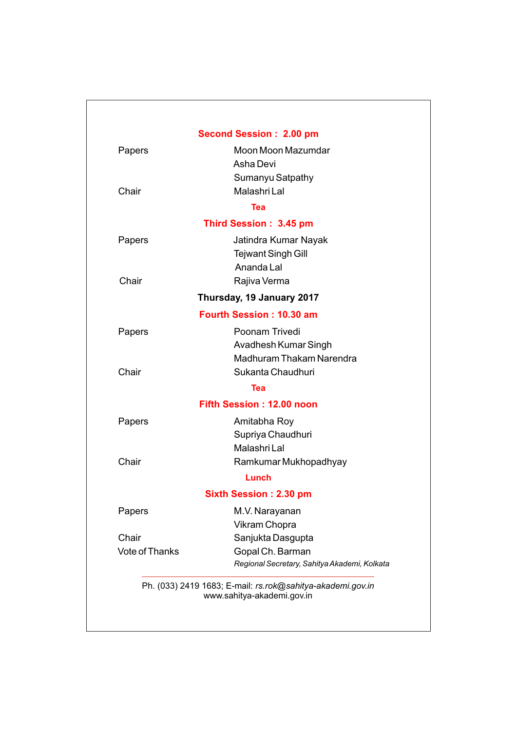**Second Session : 2.00 pm**

| | |
|---|---|
| Papers | Moon Moon Mazumdar |
| | Asha Devi |
| | Sumanyu Satpathy |
| Chair | Malashri Lal |

**Tea**

**Third Session : 3.45 pm**

| | |
|---|---|
| Papers | Jatindra Kumar Nayak |
| | Tejwant Singh Gill |
| | Ananda Lal |
| Chair | Rajiva Verma |

**Thursday, 19 January 2017**

**Fourth Session : 10.30 am**

| | |
|---|---|
| Papers | Poonam Trivedi |
| | Avadhesh Kumar Singh |
| | Madhuram Thakam Narendra |
| Chair | Sukanta Chaudhuri |

**Tea**

**Fifth Session : 12.00 noon**

| | |
|---|---|
| Papers | Amitabha Roy |
| | Supriya Chaudhuri |
| | Malashri Lal |
| Chair | Ramkumar Mukhopadhyay |

**Lunch**

**Sixth Session : 2.30 pm**

| | |
|---|---|
| Papers | M.V. Narayanan |
| | Vikram Chopra |
| Chair | Sanjukta Dasgupta |
| Vote of Thanks | Gopal Ch. Barman |
| | *Regional Secretary, Sahitya Akademi, Kolkata* |

---

Ph. (033) 2419 1683; E-mail: *rs.rok@sahitya-akademi.gov.in*
www.sahitya-akademi.gov.in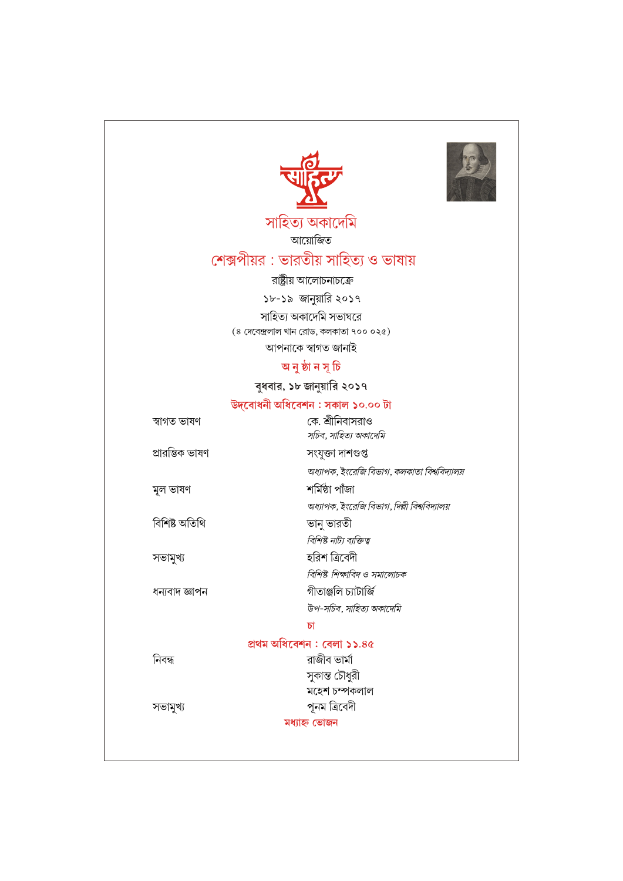সাহিত্য অকাদেমি

আয়োজিত

# শেক্সপীয়র : ভারতীয় সাহিত্য ও ভাষায়

রাষ্ট্রীয় আলোচনাচক্রে

১৮-১৯ জানুয়ারি ২০১৭

সাহিত্য অকাদেমি সভাঘরে

(৪ দেবেন্দ্রলাল খান রোড, কলকাতা ৭০০ ০২৫)

আপনাকে স্বাগত জানাই

## অ নু ষ্ঠা ন সূ চি

**বুধবার, ১৮ জানুয়ারি ২০১৭**

### উদ্‌বোধনী অধিবেশন : সকাল ১০.০০ টা

| | |
|---|---|
| স্বাগত ভাষণ | কে. শ্রীনিবাসরাও<br>*সচিব, সাহিত্য অকাদেমি* |
| প্রারম্ভিক ভাষণ | সংযুক্তা দাশগুপ্ত<br>*অধ্যাপক, ইংরেজি বিভাগ, কলকাতা বিশ্ববিদ্যালয়* |
| মূল ভাষণ | শর্মিষ্ঠা পাঁজা<br>*অধ্যাপক, ইংরেজি বিভাগ, দিল্লী বিশ্ববিদ্যালয়* |
| বিশিষ্ট অতিথি | ভানু ভারতী<br>*বিশিষ্ট নাট্য ব্যক্তিত্ব* |
| সভামুখ্য | হরিশ ত্রিবেদী<br>*বিশিষ্ট শিক্ষাবিদ ও সমালোচক* |
| ধন্যবাদ জ্ঞাপন | গীতাঞ্জলি চ্যাটার্জি<br>*উপ-সচিব, সাহিত্য অকাদেমি* |

চা

### প্রথম অধিবেশন : বেলা ১১.৪৫

| | |
|---|---|
| নিবন্ধ | রাজীব ভার্মা<br>সুকান্ত চৌধুরী<br>মহেশ চম্পকলাল |
| সভামুখ্য | পূনম ত্রিবেদী |

মধ্যাহ্ন ভোজন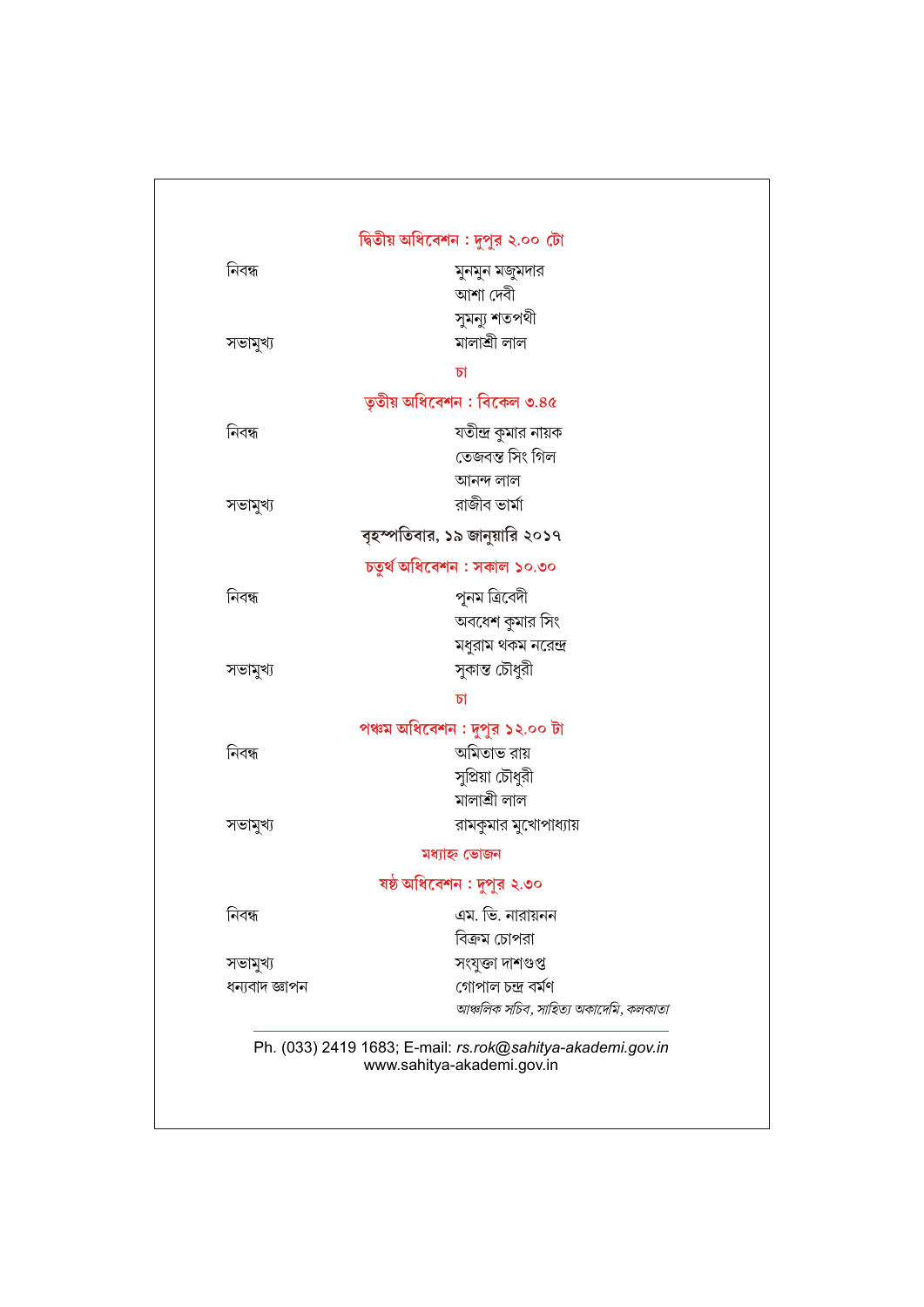**দ্বিতীয় অধিবেশন : দুপুর ২.০০ টো**

| | |
|---|---|
| নিবন্ধ | মুনমুন মজুমদার |
| | আশা দেবী |
| | সুমন্যু শতপথী |
| সভামুখ্য | মালাশ্রী লাল |

চা

**তৃতীয় অধিবেশন : বিকেল ৩.৪৫**

| | |
|---|---|
| নিবন্ধ | যতীন্দ্র কুমার নায়ক |
| | তেজবন্ত সিং গিল |
| | আনন্দ লাল |
| সভামুখ্য | রাজীব ভার্মা |

**বৃহস্পতিবার, ১৯ জানুয়ারি ২০১৭**

**চতুর্থ অধিবেশন : সকাল ১০.৩০**

| | |
|---|---|
| নিবন্ধ | পূনম ত্রিবেদী |
| | অবধেশ কুমার সিং |
| | মধুরাম থকম নরেন্দ্র |
| সভামুখ্য | সুকান্ত চৌধুরী |

চা

**পঞ্চম অধিবেশন : দুপুর ১২.০০ টা**

| | |
|---|---|
| নিবন্ধ | অমিতাভ রায় |
| | সুপ্রিয়া চৌধুরী |
| | মালাশ্রী লাল |
| সভামুখ্য | রামকুমার মুখোপাধ্যায় |

মধ্যাহ্ন ভোজন

**ষষ্ঠ অধিবেশন : দুপুর ২.৩০**

| | |
|---|---|
| নিবন্ধ | এম. ভি. নারায়নন |
| | বিক্রম চোপরা |
| সভামুখ্য | সংযুক্তা দাশগুপ্ত |
| ধন্যবাদ জ্ঞাপন | গোপাল চন্দ্র বর্মণ |
| | *আঞ্চলিক সচিব, সাহিত্য অকাদেমি, কলকাতা* |

Ph. (033) 2419 1683; E-mail: *rs.rok@sahitya-akademi.gov.in*
www.sahitya-akademi.gov.in